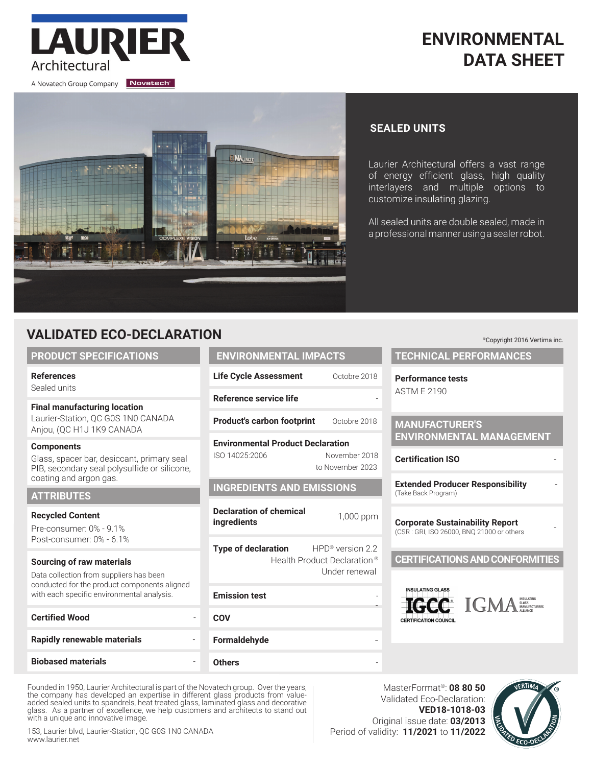# LAURIER Architectural

A Novatech Group Company — Novatech

# ENVIRONMENTAL DATA SHEET

## SEALED UNITS

Laurier Architectural offers a vast range of energy efficient glass, high quality interlayers and multiple options to customize insulating glazing.

All sealed units are double sealed, made in a professional manner using a sealer robot.

## VALIDATED ECO-DECLARATION

©Copyright 2016 Vertima inc.

### PRODUCT SPECIFICATIONS

**References**
Sealed units

**Final manufacturing location**
Laurier-Station, QC G0S 1N0 CANADA
Anjou, (QC H1J 1K9 CANADA

**Components**
Glass, spacer bar, desiccant, primary seal PIB, secondary seal polysulfide or silicone, coating and argon gas.

### ATTRIBUTES

**Recycled Content**
Pre-consumer: 0% - 9.1%
Post-consumer: 0% - 6.1%

**Sourcing of raw materials**
Data collection from suppliers has been conducted for the product components aligned with each specific environmental analysis.

| | |
|---|---|
| **Certified Wood** | - |
| **Rapidly renewable materials** | - |
| **Biobased materials** | - |

### ENVIRONMENTAL IMPACTS

| | |
|---|---|
| **Life Cycle Assessment** | Octobre 2018 |
| **Reference service life** | - |
| **Product's carbon footprint** | Octobre 2018 |
| **Environmental Product Declaration** ISO 14025:2006 | November 2018 to November 2023 |

### INGREDIENTS AND EMISSIONS

| | |
|---|---|
| **Declaration of chemical ingredients** | 1,000 ppm |
| **Type of declaration** | HPD® version 2.2 Health Product Declaration® Under renewal |
| **Emission test** | - |
| **COV** | - |
| **Formaldehyde** | - |
| **Others** | - |

### TECHNICAL PERFORMANCES

**Performance tests**
ASTM E 2190

### MANUFACTURER'S ENVIRONMENTAL MANAGEMENT

| | |
|---|---|
| **Certification ISO** | - |
| **Extended Producer Responsibility** (Take Back Program) | - |
| **Corporate Sustainability Report** (CSR : GRI, ISO 26000, BNQ 21000 or others | - |

### CERTIFICATIONS AND CONFORMITIES

Insulating Glass IGCC Certification Council; IGMA Insulating Glass Manufacturers Alliance

Founded in 1950, Laurier Architectural is part of the Novatech group. Over the years, the company has developed an expertise in different glass products from value-added sealed units to spandrels, heat treated glass, laminated glass and decorative glass. As a partner of excellence, we help customers and architects to stand out with a unique and innovative image.

153, Laurier blvd, Laurier-Station, QC G0S 1N0 CANADA
www.laurier.net

MasterFormat®: **08 80 50**
Validated Eco-Declaration: **VED18-1018-03**
Original issue date: **03/2013**
Period of validity: **11/2021** to **11/2022**

Vertima — Validated Eco-Declaration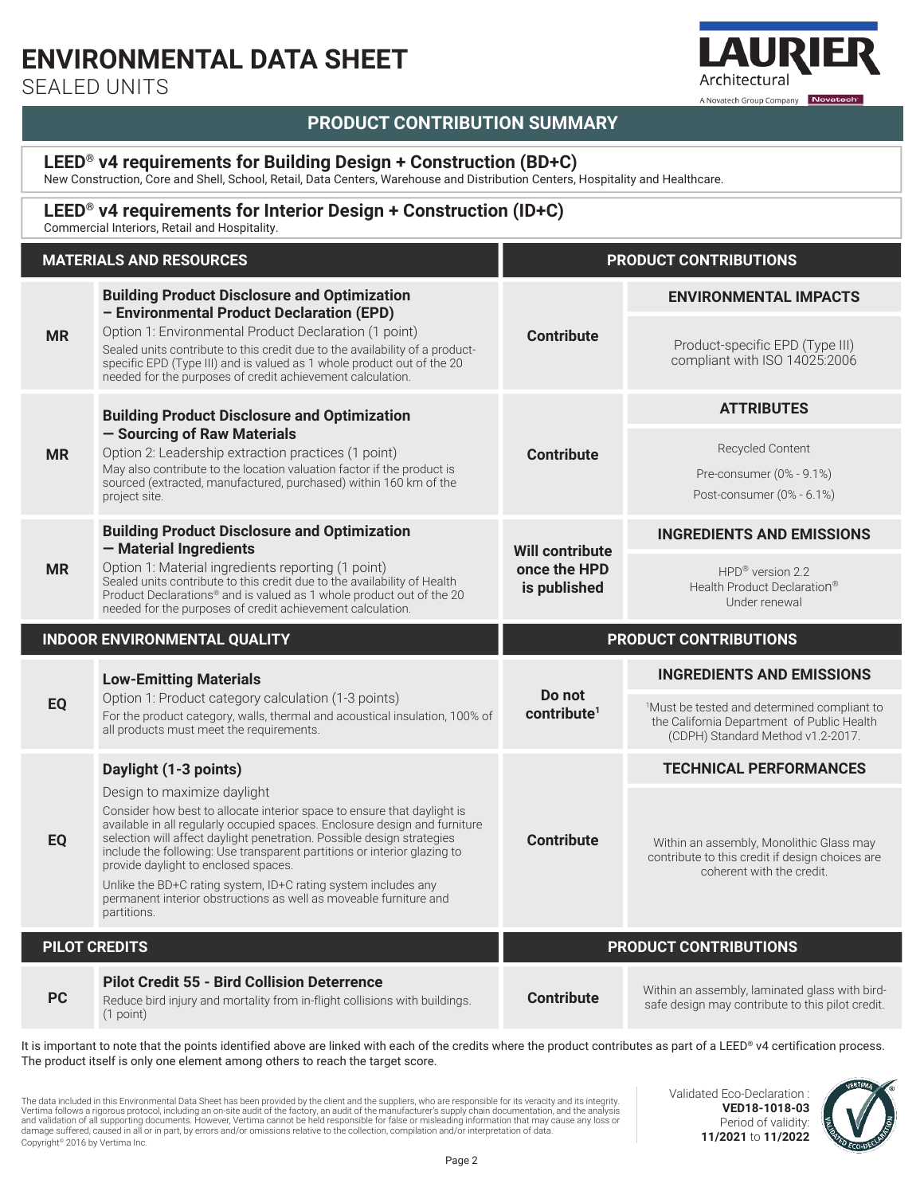# ENVIRONMENTAL DATA SHEET

SEALED UNITS

LAURIER Architectural

A Novatech Group Company

## PRODUCT CONTRIBUTION SUMMARY

### LEED® v4 requirements for Building Design + Construction (BD+C)

New Construction, Core and Shell, School, Retail, Data Centers, Warehouse and Distribution Centers, Hospitality and Healthcare.

### LEED® v4 requirements for Interior Design + Construction (ID+C)

Commercial Interiors, Retail and Hospitality.

| MATERIALS AND RESOURCES | | PRODUCT CONTRIBUTIONS | |
|---|---|---|---|
| MR | **Building Product Disclosure and Optimization – Environmental Product Declaration (EPD)**<br>Option 1: Environmental Product Declaration (1 point)<br>Sealed units contribute to this credit due to the availability of a product-specific EPD (Type III) and is valued as 1 whole product out of the 20 needed for the purposes of credit achievement calculation. | **Contribute** | **ENVIRONMENTAL IMPACTS**<br>Product-specific EPD (Type III) compliant with ISO 14025:2006 |
| MR | **Building Product Disclosure and Optimization — Sourcing of Raw Materials**<br>Option 2: Leadership extraction practices (1 point)<br>May also contribute to the location valuation factor if the product is sourced (extracted, manufactured, purchased) within 160 km of the project site. | **Contribute** | **ATTRIBUTES**<br>Recycled Content<br>Pre-consumer (0% - 9.1%)<br>Post-consumer (0% - 6.1%) |
| MR | **Building Product Disclosure and Optimization — Material Ingredients**<br>Option 1: Material ingredients reporting (1 point)<br>Sealed units contribute to this credit due to the availability of Health Product Declarations® and is valued as 1 whole product out of the 20 needed for the purposes of credit achievement calculation. | **Will contribute once the HPD is published** | **INGREDIENTS AND EMISSIONS**<br>HPD® version 2.2<br>Health Product Declaration®<br>Under renewal |
| **INDOOR ENVIRONMENTAL QUALITY** | | **PRODUCT CONTRIBUTIONS** | |
| EQ | **Low-Emitting Materials**<br>Option 1: Product category calculation (1-3 points)<br>For the product category, walls, thermal and acoustical insulation, 100% of all products must meet the requirements. | **Do not contribute[1]** | **INGREDIENTS AND EMISSIONS**<br>[1]Must be tested and determined compliant to the California Department of Public Health (CDPH) Standard Method v1.2-2017. |
| EQ | **Daylight (1-3 points)**<br>Design to maximize daylight<br>Consider how best to allocate interior space to ensure that daylight is available in all regularly occupied spaces. Enclosure design and furniture selection will affect daylight penetration. Possible design strategies include the following: Use transparent partitions or interior glazing to provide daylight to enclosed spaces.<br>Unlike the BD+C rating system, ID+C rating system includes any permanent interior obstructions as well as moveable furniture and partitions. | **Contribute** | **TECHNICAL PERFORMANCES**<br>Within an assembly, Monolithic Glass may contribute to this credit if design choices are coherent with the credit. |
| **PILOT CREDITS** | | **PRODUCT CONTRIBUTIONS** | |
| PC | **Pilot Credit 55 - Bird Collision Deterrence**<br>Reduce bird injury and mortality from in-flight collisions with buildings. (1 point) | **Contribute** | Within an assembly, laminated glass with bird-safe design may contribute to this pilot credit. |

It is important to note that the points identified above are linked with each of the credits where the product contributes as part of a LEED® v4 certification process. The product itself is only one element among others to reach the target score.

The data included in this Environmental Data Sheet has been provided by the client and the suppliers, who are responsible for its veracity and its integrity. Vertima follows a rigorous protocol, including an on-site audit of the factory, an audit of the manufacturer's supply chain documentation, and the analysis and validation of all supporting documents. However, Vertima cannot be held responsible for false or misleading information that may cause any loss or damage suffered, caused in all or in part, by errors and/or omissions relative to the collection, compilation and/or interpretation of data.
Copyright© 2016 by Vertima Inc.

Validated Eco-Declaration : **VED18-1018-03**
Period of validity: **11/2021** to **11/2022**